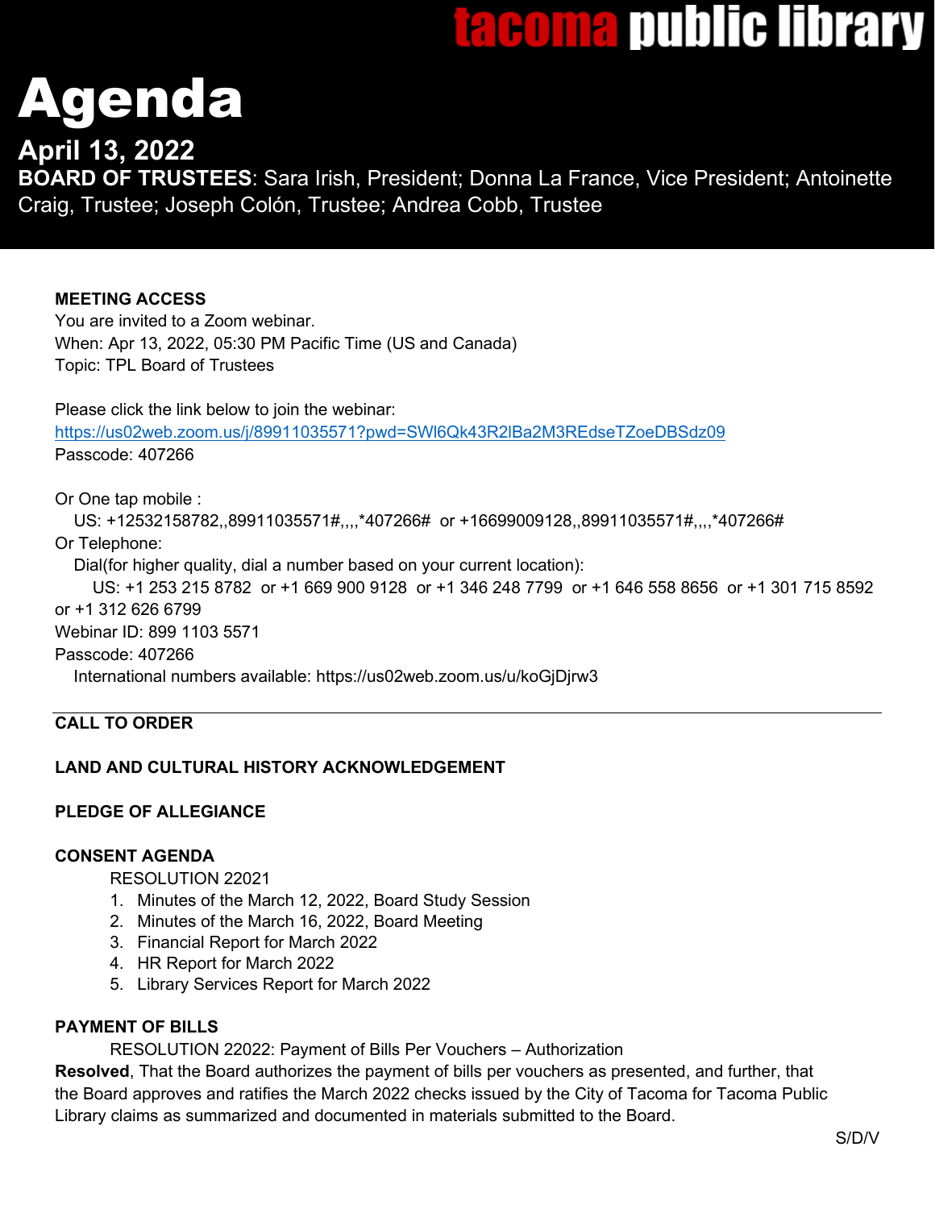tacoma public library

# Agenda

## April 13, 2022

**BOARD OF TRUSTEES**: Sara Irish, President; Donna La France, Vice President; Antoinette Craig, Trustee; Joseph Colón, Trustee; Andrea Cobb, Trustee

**MEETING ACCESS**
You are invited to a Zoom webinar.
When: Apr 13, 2022, 05:30 PM Pacific Time (US and Canada)
Topic: TPL Board of Trustees

Please click the link below to join the webinar:
https://us02web.zoom.us/j/89911035571?pwd=SWl6Qk43R2lBa2M3REdseTZoeDBSdz09
Passcode: 407266

Or One tap mobile :
US: +12532158782,,89911035571#,,,,*407266# or +16699009128,,89911035571#,,,,*407266#
Or Telephone:
Dial(for higher quality, dial a number based on your current location):
US: +1 253 215 8782 or +1 669 900 9128 or +1 346 248 7799 or +1 646 558 8656 or +1 301 715 8592 or +1 312 626 6799
Webinar ID: 899 1103 5571
Passcode: 407266
International numbers available: https://us02web.zoom.us/u/koGjDjrw3

---

**CALL TO ORDER**

**LAND AND CULTURAL HISTORY ACKNOWLEDGEMENT**

**PLEDGE OF ALLEGIANCE**

**CONSENT AGENDA**

RESOLUTION 22021

1. Minutes of the March 12, 2022, Board Study Session
2. Minutes of the March 16, 2022, Board Meeting
3. Financial Report for March 2022
4. HR Report for March 2022
5. Library Services Report for March 2022

**PAYMENT OF BILLS**

RESOLUTION 22022: Payment of Bills Per Vouchers – Authorization

**Resolved**, That the Board authorizes the payment of bills per vouchers as presented, and further, that the Board approves and ratifies the March 2022 checks issued by the City of Tacoma for Tacoma Public Library claims as summarized and documented in materials submitted to the Board.

S/D/V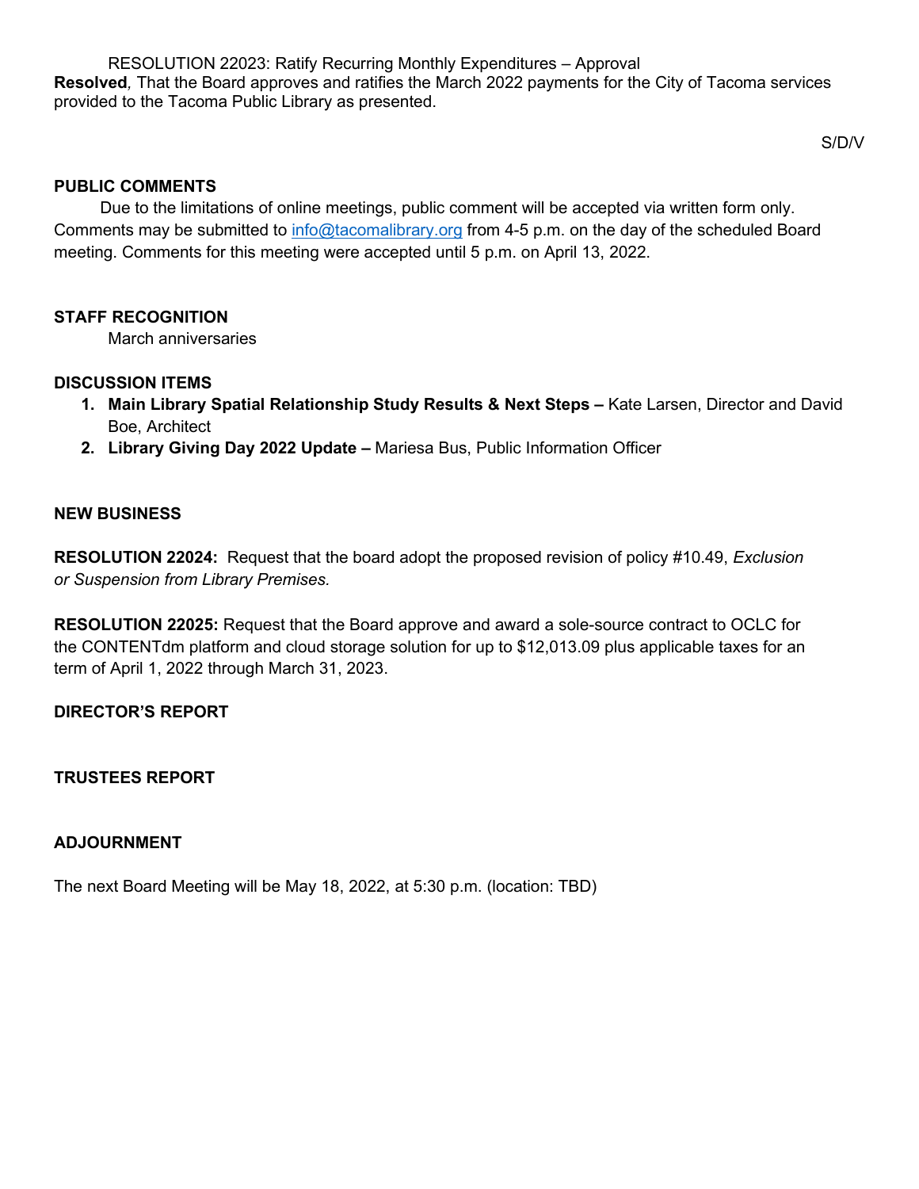RESOLUTION 22023: Ratify Recurring Monthly Expenditures – Approval

**Resolved**, That the Board approves and ratifies the March 2022 payments for the City of Tacoma services provided to the Tacoma Public Library as presented.

S/D/V

**PUBLIC COMMENTS**

Due to the limitations of online meetings, public comment will be accepted via written form only. Comments may be submitted to info@tacomalibrary.org from 4-5 p.m. on the day of the scheduled Board meeting. Comments for this meeting were accepted until 5 p.m. on April 13, 2022.

**STAFF RECOGNITION**

March anniversaries

**DISCUSSION ITEMS**

1. **Main Library Spatial Relationship Study Results & Next Steps –** Kate Larsen, Director and David Boe, Architect
2. **Library Giving Day 2022 Update –** Mariesa Bus, Public Information Officer

**NEW BUSINESS**

**RESOLUTION 22024:** Request that the board adopt the proposed revision of policy #10.49, *Exclusion or Suspension from Library Premises.*

**RESOLUTION 22025:** Request that the Board approve and award a sole-source contract to OCLC for the CONTENTdm platform and cloud storage solution for up to $12,013.09 plus applicable taxes for an term of April 1, 2022 through March 31, 2023.

**DIRECTOR'S REPORT**

**TRUSTEES REPORT**

**ADJOURNMENT**

The next Board Meeting will be May 18, 2022, at 5:30 p.m. (location: TBD)